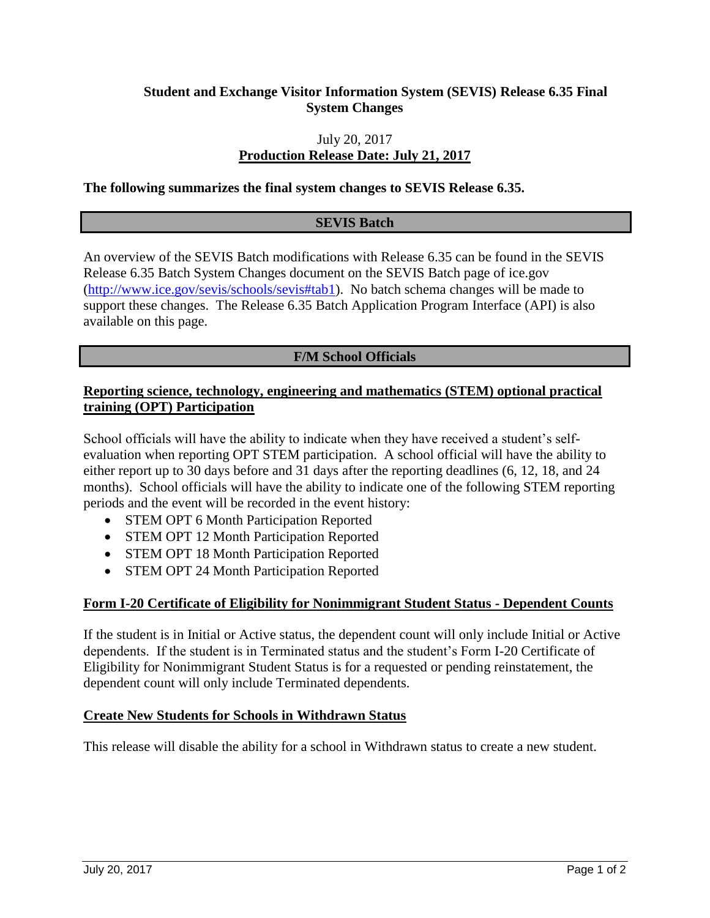# Student and Exchange Visitor Information System (SEVIS) Release 6.35 Final System Changes

July 20, 2017

**Production Release Date: July 21, 2017**

**The following summarizes the final system changes to SEVIS Release 6.35.**

## SEVIS Batch

An overview of the SEVIS Batch modifications with Release 6.35 can be found in the SEVIS Release 6.35 Batch System Changes document on the SEVIS Batch page of ice.gov (http://www.ice.gov/sevis/schools/sevis#tab1). No batch schema changes will be made to support these changes. The Release 6.35 Batch Application Program Interface (API) is also available on this page.

## F/M School Officials

### Reporting science, technology, engineering and mathematics (STEM) optional practical training (OPT) Participation

School officials will have the ability to indicate when they have received a student's self-evaluation when reporting OPT STEM participation. A school official will have the ability to either report up to 30 days before and 31 days after the reporting deadlines (6, 12, 18, and 24 months). School officials will have the ability to indicate one of the following STEM reporting periods and the event will be recorded in the event history:

- STEM OPT 6 Month Participation Reported
- STEM OPT 12 Month Participation Reported
- STEM OPT 18 Month Participation Reported
- STEM OPT 24 Month Participation Reported

### Form I-20 Certificate of Eligibility for Nonimmigrant Student Status - Dependent Counts

If the student is in Initial or Active status, the dependent count will only include Initial or Active dependents. If the student is in Terminated status and the student's Form I-20 Certificate of Eligibility for Nonimmigrant Student Status is for a requested or pending reinstatement, the dependent count will only include Terminated dependents.

### Create New Students for Schools in Withdrawn Status

This release will disable the ability for a school in Withdrawn status to create a new student.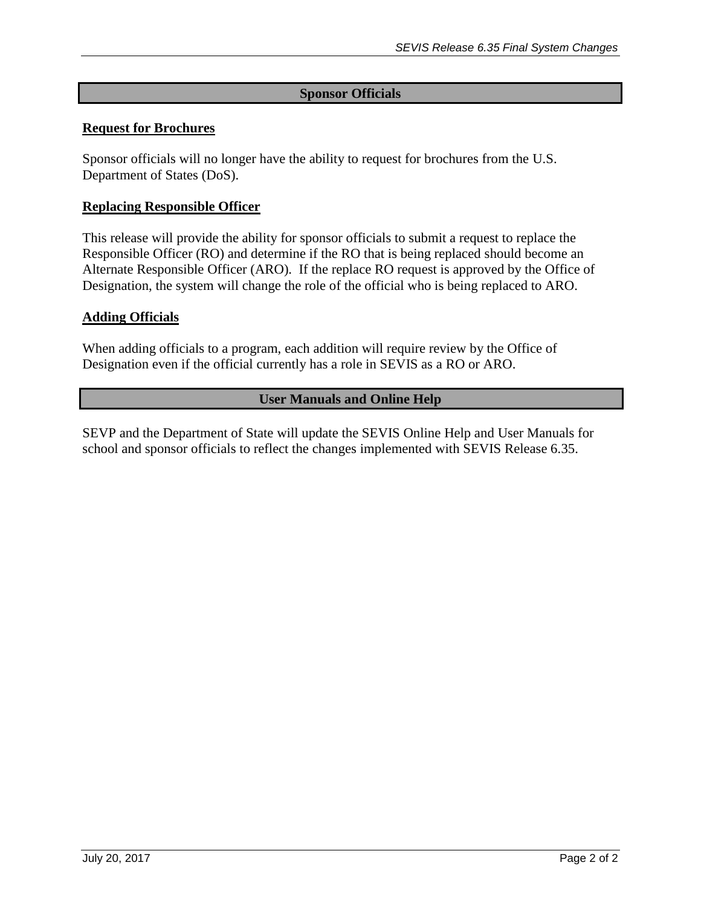## Sponsor Officials

### Request for Brochures

Sponsor officials will no longer have the ability to request for brochures from the U.S. Department of States (DoS).

### Replacing Responsible Officer

This release will provide the ability for sponsor officials to submit a request to replace the Responsible Officer (RO) and determine if the RO that is being replaced should become an Alternate Responsible Officer (ARO). If the replace RO request is approved by the Office of Designation, the system will change the role of the official who is being replaced to ARO.

### Adding Officials

When adding officials to a program, each addition will require review by the Office of Designation even if the official currently has a role in SEVIS as a RO or ARO.

## User Manuals and Online Help

SEVP and the Department of State will update the SEVIS Online Help and User Manuals for school and sponsor officials to reflect the changes implemented with SEVIS Release 6.35.